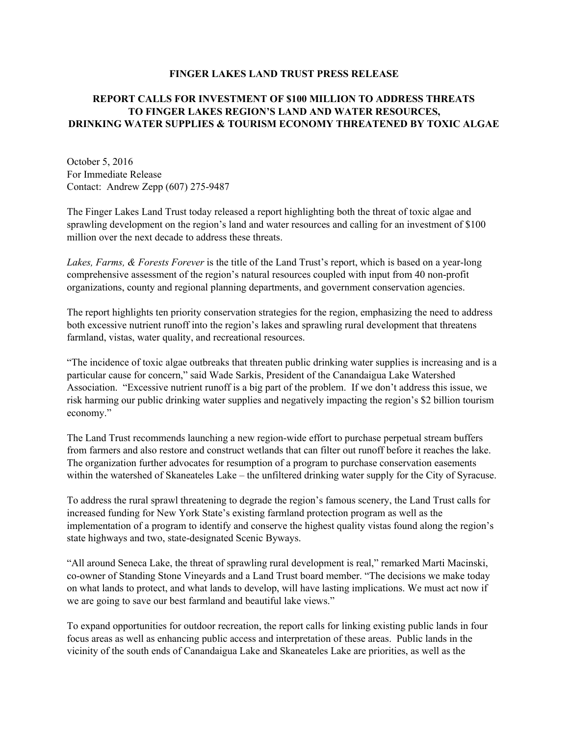**FINGER LAKES LAND TRUST PRESS RELEASE**

# REPORT CALLS FOR INVESTMENT OF $100 MILLION TO ADDRESS THREATS TO FINGER LAKES REGION'S LAND AND WATER RESOURCES, DRINKING WATER SUPPLIES & TOURISM ECONOMY THREATENED BY TOXIC ALGAE

October 5, 2016
For Immediate Release
Contact: Andrew Zepp (607) 275-9487

The Finger Lakes Land Trust today released a report highlighting both the threat of toxic algae and sprawling development on the region's land and water resources and calling for an investment of $100 million over the next decade to address these threats.

*Lakes, Farms, & Forests Forever* is the title of the Land Trust's report, which is based on a year-long comprehensive assessment of the region's natural resources coupled with input from 40 non-profit organizations, county and regional planning departments, and government conservation agencies.

The report highlights ten priority conservation strategies for the region, emphasizing the need to address both excessive nutrient runoff into the region's lakes and sprawling rural development that threatens farmland, vistas, water quality, and recreational resources.

"The incidence of toxic algae outbreaks that threaten public drinking water supplies is increasing and is a particular cause for concern," said Wade Sarkis, President of the Canandaigua Lake Watershed Association. "Excessive nutrient runoff is a big part of the problem. If we don't address this issue, we risk harming our public drinking water supplies and negatively impacting the region's $2 billion tourism economy."

The Land Trust recommends launching a new region-wide effort to purchase perpetual stream buffers from farmers and also restore and construct wetlands that can filter out runoff before it reaches the lake. The organization further advocates for resumption of a program to purchase conservation easements within the watershed of Skaneateles Lake – the unfiltered drinking water supply for the City of Syracuse.

To address the rural sprawl threatening to degrade the region's famous scenery, the Land Trust calls for increased funding for New York State's existing farmland protection program as well as the implementation of a program to identify and conserve the highest quality vistas found along the region's state highways and two, state-designated Scenic Byways.

"All around Seneca Lake, the threat of sprawling rural development is real," remarked Marti Macinski, co-owner of Standing Stone Vineyards and a Land Trust board member. "The decisions we make today on what lands to protect, and what lands to develop, will have lasting implications. We must act now if we are going to save our best farmland and beautiful lake views."

To expand opportunities for outdoor recreation, the report calls for linking existing public lands in four focus areas as well as enhancing public access and interpretation of these areas. Public lands in the vicinity of the south ends of Canandaigua Lake and Skaneateles Lake are priorities, as well as the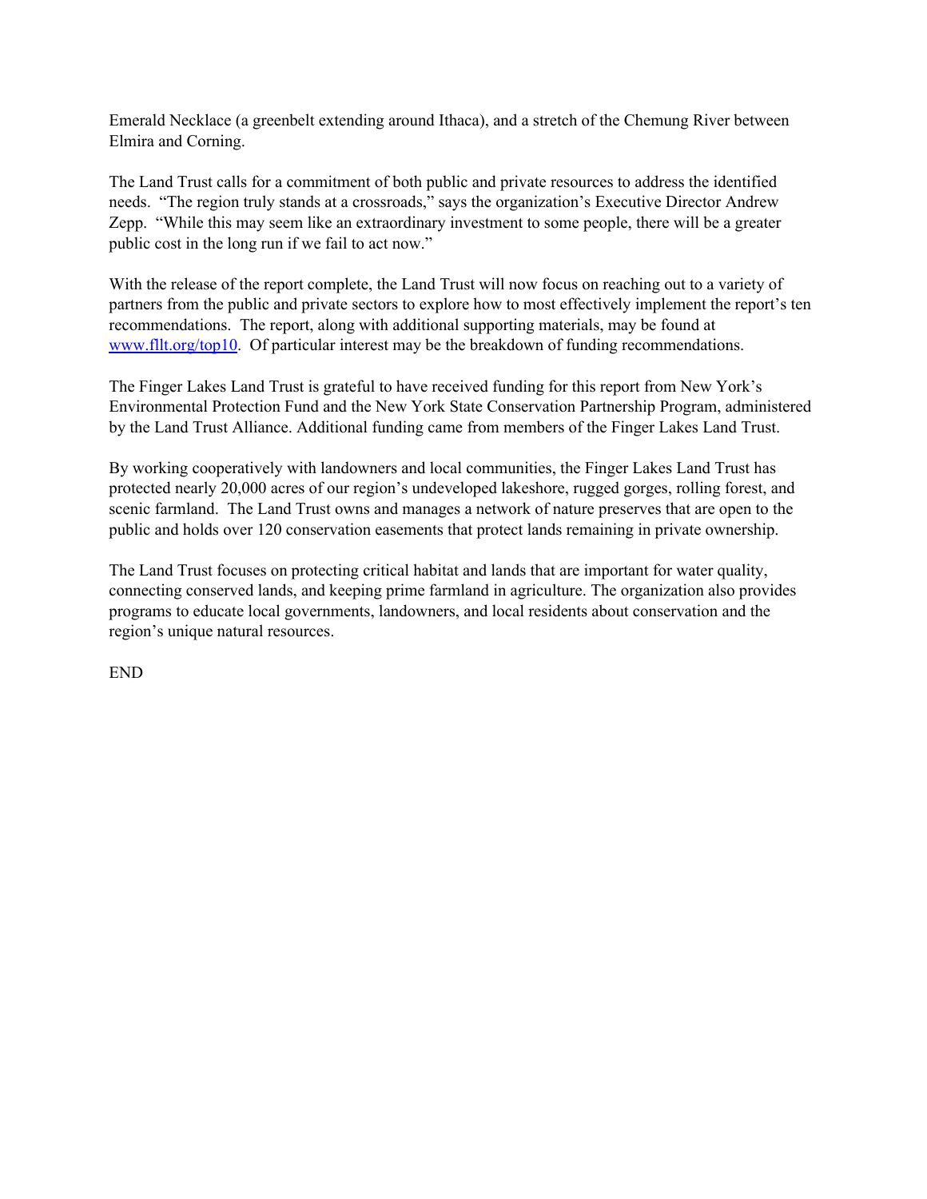Emerald Necklace (a greenbelt extending around Ithaca), and a stretch of the Chemung River between Elmira and Corning.

The Land Trust calls for a commitment of both public and private resources to address the identified needs. "The region truly stands at a crossroads," says the organization's Executive Director Andrew Zepp. "While this may seem like an extraordinary investment to some people, there will be a greater public cost in the long run if we fail to act now."

With the release of the report complete, the Land Trust will now focus on reaching out to a variety of partners from the public and private sectors to explore how to most effectively implement the report's ten recommendations. The report, along with additional supporting materials, may be found at [www.fllt.org/top10](www.fllt.org/top10). Of particular interest may be the breakdown of funding recommendations.

The Finger Lakes Land Trust is grateful to have received funding for this report from New York's Environmental Protection Fund and the New York State Conservation Partnership Program, administered by the Land Trust Alliance. Additional funding came from members of the Finger Lakes Land Trust.

By working cooperatively with landowners and local communities, the Finger Lakes Land Trust has protected nearly 20,000 acres of our region's undeveloped lakeshore, rugged gorges, rolling forest, and scenic farmland. The Land Trust owns and manages a network of nature preserves that are open to the public and holds over 120 conservation easements that protect lands remaining in private ownership.

The Land Trust focuses on protecting critical habitat and lands that are important for water quality, connecting conserved lands, and keeping prime farmland in agriculture. The organization also provides programs to educate local governments, landowners, and local residents about conservation and the region's unique natural resources.

END